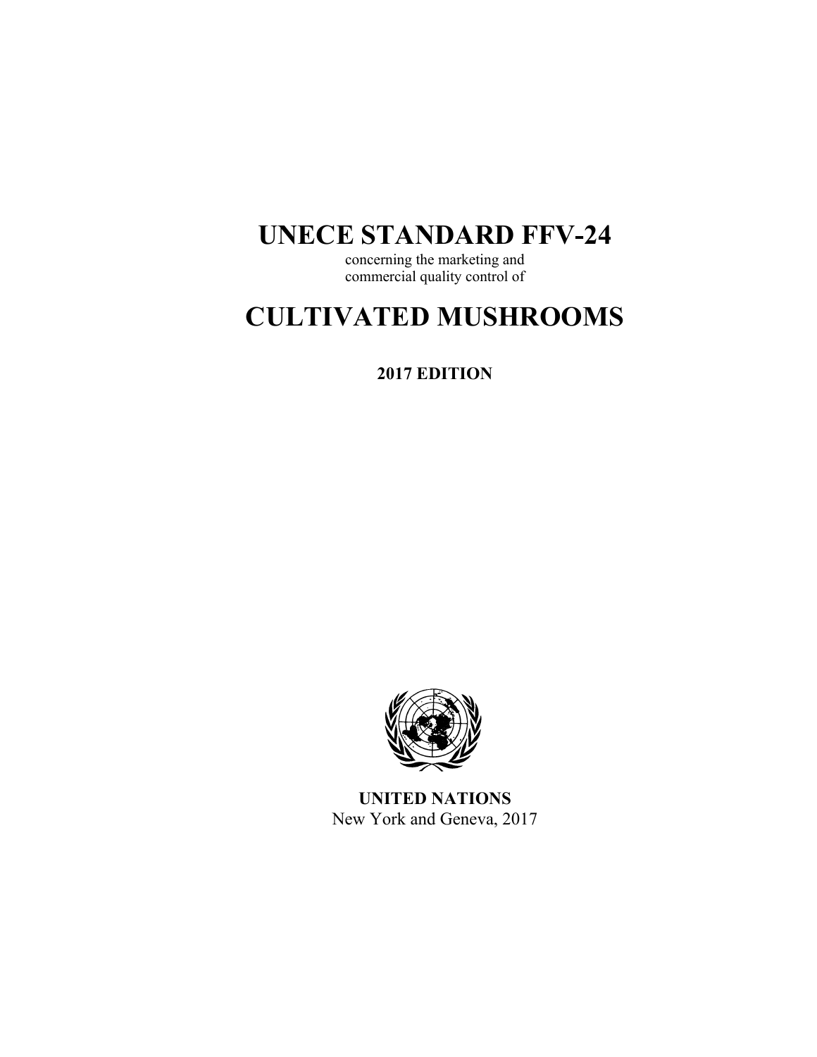# UNECE STANDARD FFV-24

concerning the marketing and
commercial quality control of

# CULTIVATED MUSHROOMS

**2017 EDITION**

**UNITED NATIONS**
New York and Geneva, 2017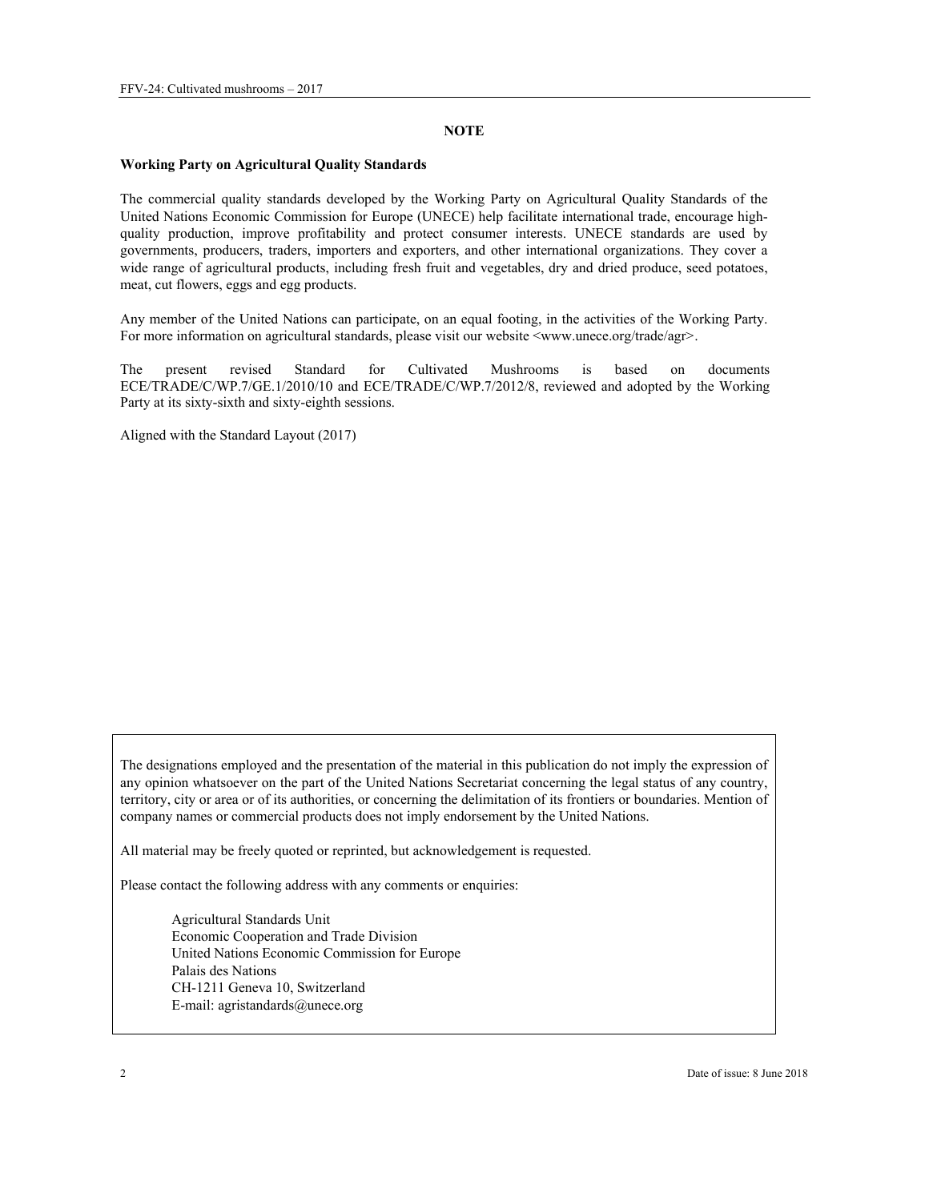## NOTE

**Working Party on Agricultural Quality Standards**

The commercial quality standards developed by the Working Party on Agricultural Quality Standards of the United Nations Economic Commission for Europe (UNECE) help facilitate international trade, encourage high-quality production, improve profitability and protect consumer interests. UNECE standards are used by governments, producers, traders, importers and exporters, and other international organizations. They cover a wide range of agricultural products, including fresh fruit and vegetables, dry and dried produce, seed potatoes, meat, cut flowers, eggs and egg products.

Any member of the United Nations can participate, on an equal footing, in the activities of the Working Party. For more information on agricultural standards, please visit our website <www.unece.org/trade/agr>.

The present revised Standard for Cultivated Mushrooms is based on documents ECE/TRADE/C/WP.7/GE.1/2010/10 and ECE/TRADE/C/WP.7/2012/8, reviewed and adopted by the Working Party at its sixty-sixth and sixty-eighth sessions.

Aligned with the Standard Layout (2017)

The designations employed and the presentation of the material in this publication do not imply the expression of any opinion whatsoever on the part of the United Nations Secretariat concerning the legal status of any country, territory, city or area or of its authorities, or concerning the delimitation of its frontiers or boundaries. Mention of company names or commercial products does not imply endorsement by the United Nations.

All material may be freely quoted or reprinted, but acknowledgement is requested.

Please contact the following address with any comments or enquiries:

Agricultural Standards Unit
Economic Cooperation and Trade Division
United Nations Economic Commission for Europe
Palais des Nations
CH-1211 Geneva 10, Switzerland
E-mail: agristandards@unece.org

Date of issue: 8 June 2018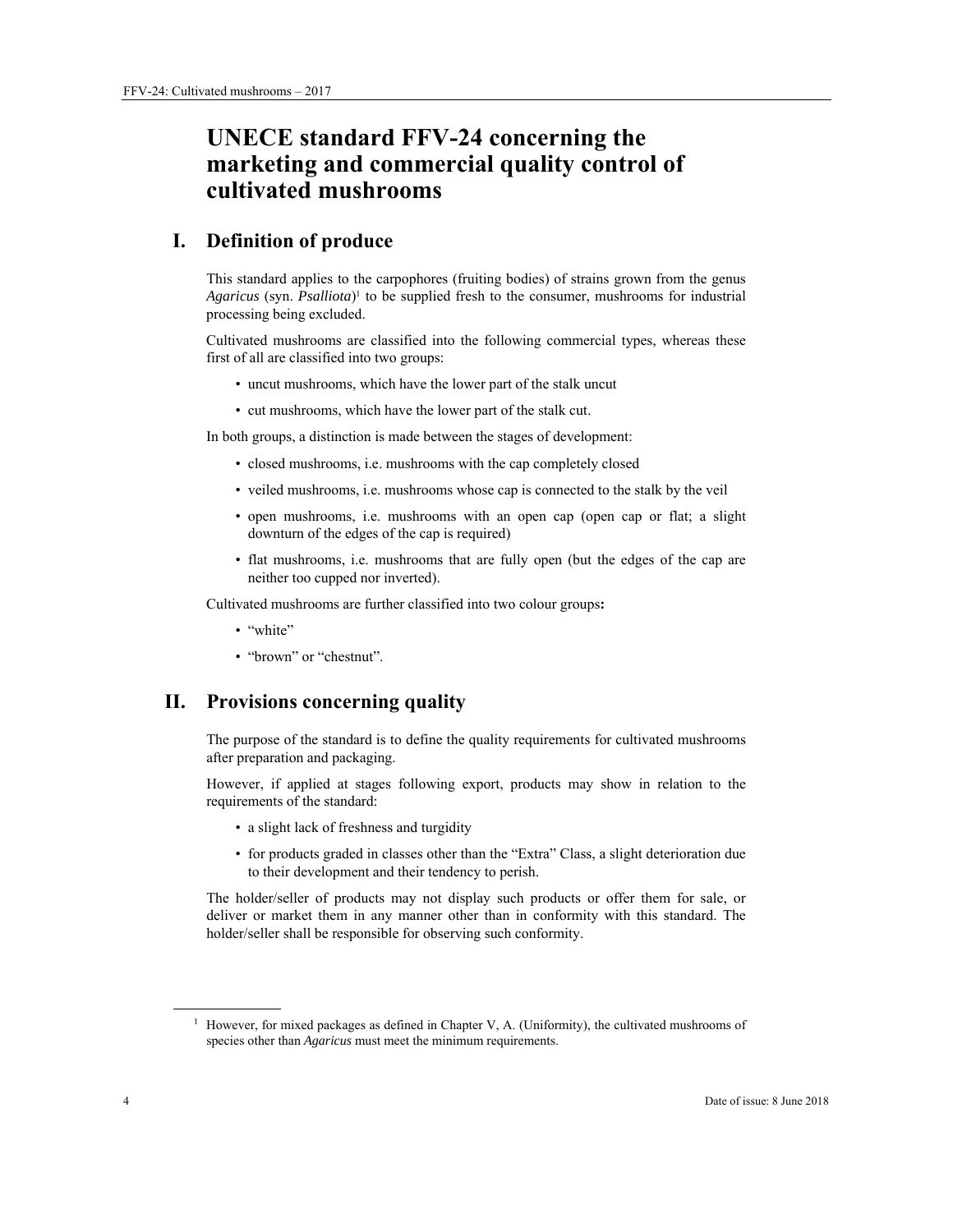# UNECE standard FFV-24 concerning the marketing and commercial quality control of cultivated mushrooms

## I. Definition of produce

This standard applies to the carpophores (fruiting bodies) of strains grown from the genus *Agaricus* (syn. *Psalliota*)[1] to be supplied fresh to the consumer, mushrooms for industrial processing being excluded.

Cultivated mushrooms are classified into the following commercial types, whereas these first of all are classified into two groups:

- uncut mushrooms, which have the lower part of the stalk uncut
- cut mushrooms, which have the lower part of the stalk cut.

In both groups, a distinction is made between the stages of development:

- closed mushrooms, i.e. mushrooms with the cap completely closed
- veiled mushrooms, i.e. mushrooms whose cap is connected to the stalk by the veil
- open mushrooms, i.e. mushrooms with an open cap (open cap or flat; a slight downturn of the edges of the cap is required)
- flat mushrooms, i.e. mushrooms that are fully open (but the edges of the cap are neither too cupped nor inverted).

Cultivated mushrooms are further classified into two colour groups**:**

- "white"
- "brown" or "chestnut".

## II. Provisions concerning quality

The purpose of the standard is to define the quality requirements for cultivated mushrooms after preparation and packaging.

However, if applied at stages following export, products may show in relation to the requirements of the standard:

- a slight lack of freshness and turgidity
- for products graded in classes other than the "Extra" Class, a slight deterioration due to their development and their tendency to perish.

The holder/seller of products may not display such products or offer them for sale, or deliver or market them in any manner other than in conformity with this standard. The holder/seller shall be responsible for observing such conformity.

[1] However, for mixed packages as defined in Chapter V, A. (Uniformity), the cultivated mushrooms of species other than *Agaricus* must meet the minimum requirements.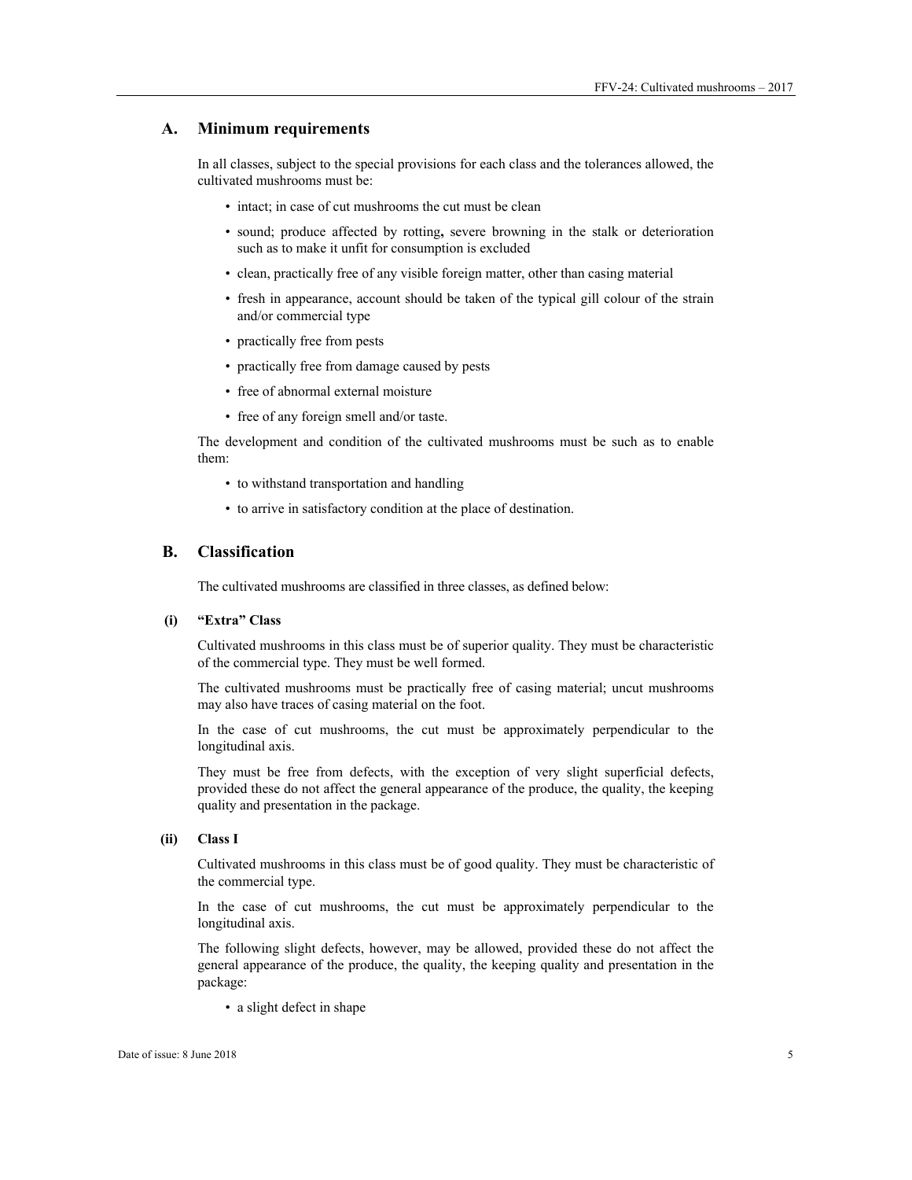## A. Minimum requirements

In all classes, subject to the special provisions for each class and the tolerances allowed, the cultivated mushrooms must be:

- intact; in case of cut mushrooms the cut must be clean
- sound; produce affected by rotting**,** severe browning in the stalk or deterioration such as to make it unfit for consumption is excluded
- clean, practically free of any visible foreign matter, other than casing material
- fresh in appearance, account should be taken of the typical gill colour of the strain and/or commercial type
- practically free from pests
- practically free from damage caused by pests
- free of abnormal external moisture
- free of any foreign smell and/or taste.

The development and condition of the cultivated mushrooms must be such as to enable them:

- to withstand transportation and handling
- to arrive in satisfactory condition at the place of destination.

## B. Classification

The cultivated mushrooms are classified in three classes, as defined below:

### (i) "Extra" Class

Cultivated mushrooms in this class must be of superior quality. They must be characteristic of the commercial type. They must be well formed.

The cultivated mushrooms must be practically free of casing material; uncut mushrooms may also have traces of casing material on the foot.

In the case of cut mushrooms, the cut must be approximately perpendicular to the longitudinal axis.

They must be free from defects, with the exception of very slight superficial defects, provided these do not affect the general appearance of the produce, the quality, the keeping quality and presentation in the package.

### (ii) Class I

Cultivated mushrooms in this class must be of good quality. They must be characteristic of the commercial type.

In the case of cut mushrooms, the cut must be approximately perpendicular to the longitudinal axis.

The following slight defects, however, may be allowed, provided these do not affect the general appearance of the produce, the quality, the keeping quality and presentation in the package:

- a slight defect in shape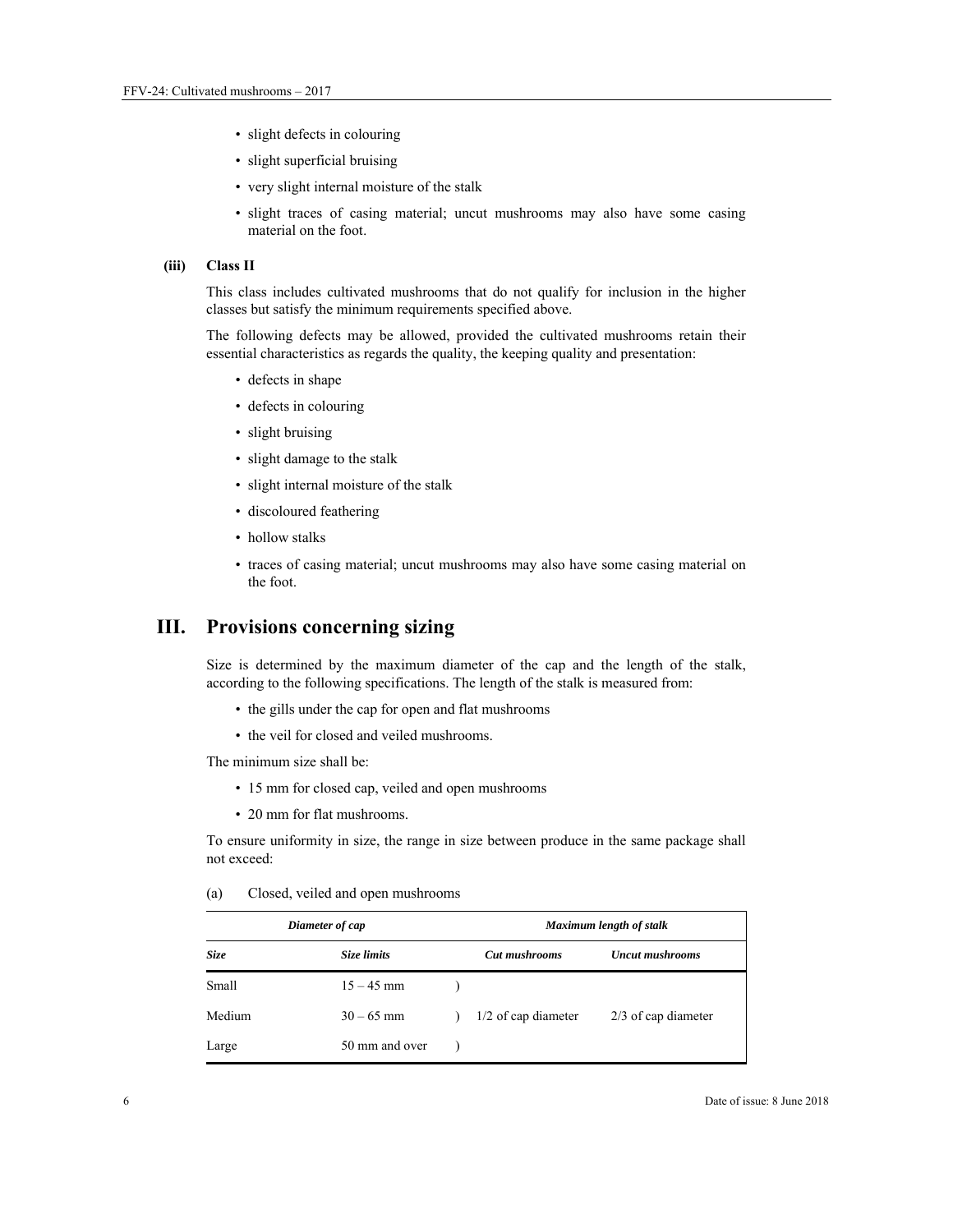- slight defects in colouring
- slight superficial bruising
- very slight internal moisture of the stalk
- slight traces of casing material; uncut mushrooms may also have some casing material on the foot.

**(iii) Class II**

This class includes cultivated mushrooms that do not qualify for inclusion in the higher classes but satisfy the minimum requirements specified above.

The following defects may be allowed, provided the cultivated mushrooms retain their essential characteristics as regards the quality, the keeping quality and presentation:

- defects in shape
- defects in colouring
- slight bruising
- slight damage to the stalk
- slight internal moisture of the stalk
- discoloured feathering
- hollow stalks
- traces of casing material; uncut mushrooms may also have some casing material on the foot.

# III. Provisions concerning sizing

Size is determined by the maximum diameter of the cap and the length of the stalk, according to the following specifications. The length of the stalk is measured from:

- the gills under the cap for open and flat mushrooms
- the veil for closed and veiled mushrooms.

The minimum size shall be:

- 15 mm for closed cap, veiled and open mushrooms
- 20 mm for flat mushrooms.

To ensure uniformity in size, the range in size between produce in the same package shall not exceed:

(a) Closed, veiled and open mushrooms

| *Diameter of cap* | | *Maximum length of stalk* | |
|---|---|---|---|
| ***Size*** | ***Size limits*** | ***Cut mushrooms*** | ***Uncut mushrooms*** |
| Small | 15 – 45 mm | | |
| Medium | 30 – 65 mm | 1/2 of cap diameter | 2/3 of cap diameter |
| Large | 50 mm and over | | |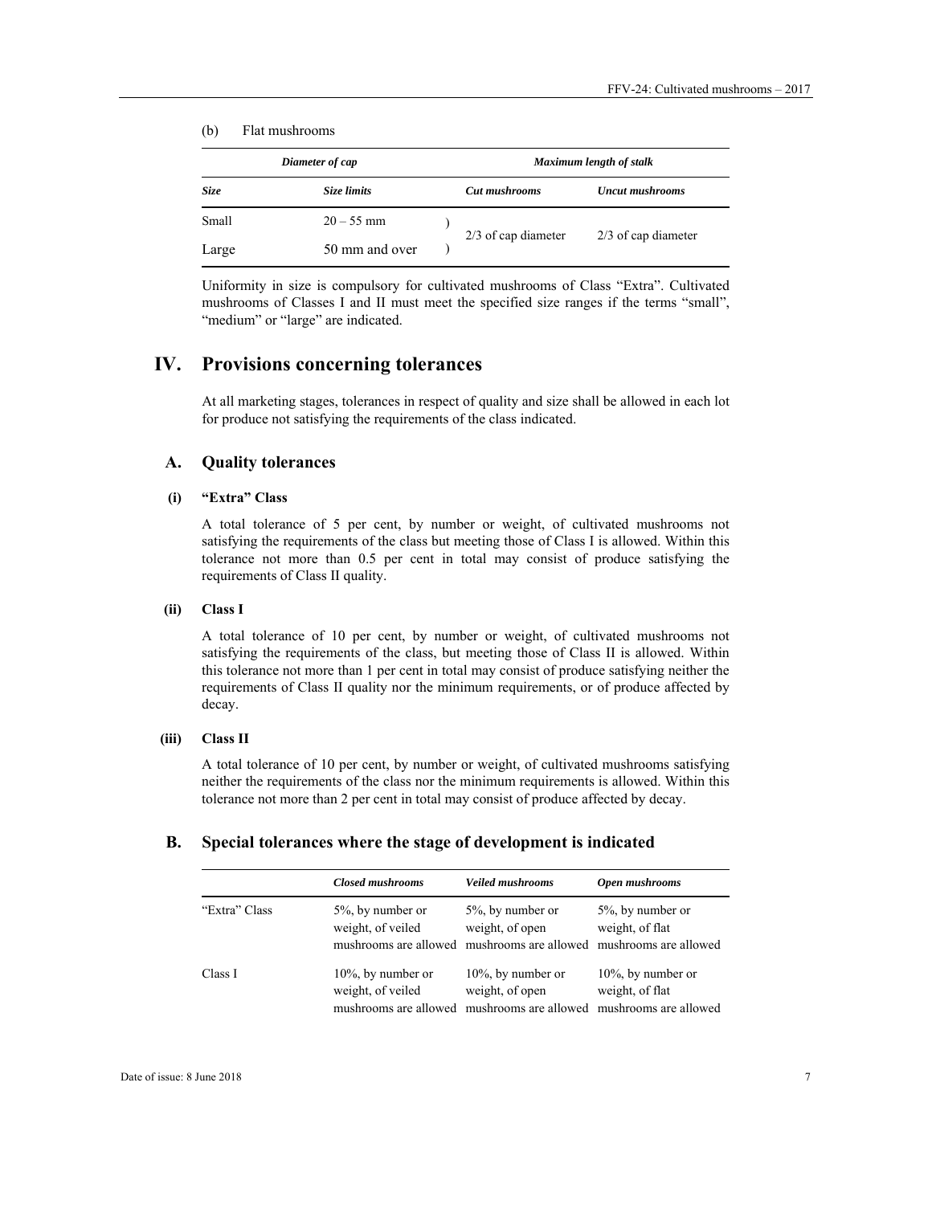(b) Flat mushrooms

| *Diameter of cap* | | *Maximum length of stalk* | |
|---|---|---|---|
| ***Size*** | ***Size limits*** | ***Cut mushrooms*** | ***Uncut mushrooms*** |
| Small | 20 – 55 mm | 2/3 of cap diameter | 2/3 of cap diameter |
| Large | 50 mm and over | | |

Uniformity in size is compulsory for cultivated mushrooms of Class "Extra". Cultivated mushrooms of Classes I and II must meet the specified size ranges if the terms "small", "medium" or "large" are indicated.

# IV. Provisions concerning tolerances

At all marketing stages, tolerances in respect of quality and size shall be allowed in each lot for produce not satisfying the requirements of the class indicated.

## A. Quality tolerances

### (i) "Extra" Class

A total tolerance of 5 per cent, by number or weight, of cultivated mushrooms not satisfying the requirements of the class but meeting those of Class I is allowed. Within this tolerance not more than 0.5 per cent in total may consist of produce satisfying the requirements of Class II quality.

### (ii) Class I

A total tolerance of 10 per cent, by number or weight, of cultivated mushrooms not satisfying the requirements of the class, but meeting those of Class II is allowed. Within this tolerance not more than 1 per cent in total may consist of produce satisfying neither the requirements of Class II quality nor the minimum requirements, or of produce affected by decay.

### (iii) Class II

A total tolerance of 10 per cent, by number or weight, of cultivated mushrooms satisfying neither the requirements of the class nor the minimum requirements is allowed. Within this tolerance not more than 2 per cent in total may consist of produce affected by decay.

## B. Special tolerances where the stage of development is indicated

| | *Closed mushrooms* | *Veiled mushrooms* | *Open mushrooms* |
|---|---|---|---|
| "Extra" Class | 5%, by number or weight, of veiled mushrooms are allowed | 5%, by number or weight, of open mushrooms are allowed | 5%, by number or weight, of flat mushrooms are allowed |
| Class I | 10%, by number or weight, of veiled mushrooms are allowed | 10%, by number or weight, of open mushrooms are allowed | 10%, by number or weight, of flat mushrooms are allowed |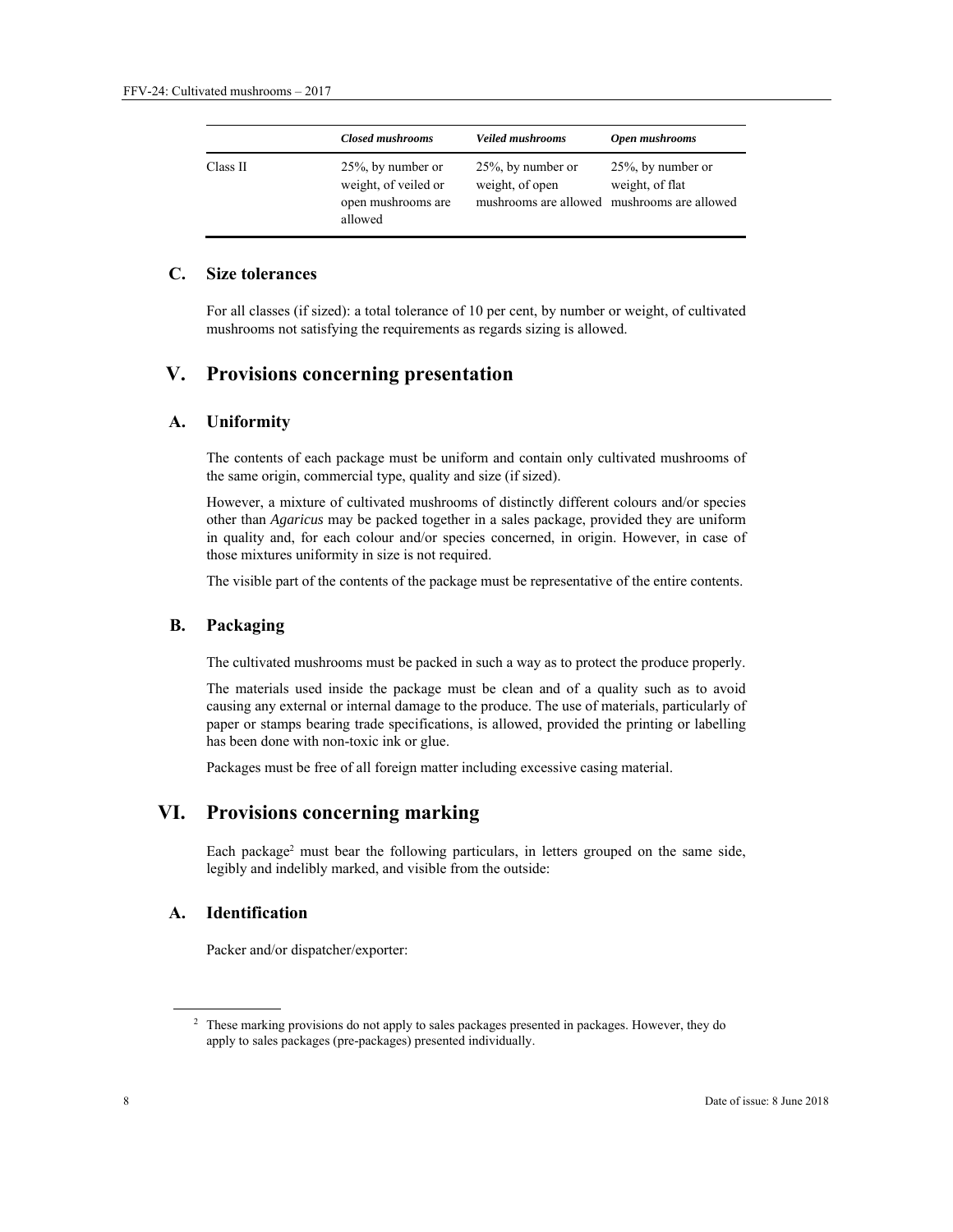| | *Closed mushrooms* | *Veiled mushrooms* | *Open mushrooms* |
|---|---|---|---|
| Class II | 25%, by number or weight, of veiled or open mushrooms are allowed | 25%, by number or weight, of open mushrooms are allowed | 25%, by number or weight, of flat mushrooms are allowed |

### C. Size tolerances

For all classes (if sized): a total tolerance of 10 per cent, by number or weight, of cultivated mushrooms not satisfying the requirements as regards sizing is allowed.

## V. Provisions concerning presentation

### A. Uniformity

The contents of each package must be uniform and contain only cultivated mushrooms of the same origin, commercial type, quality and size (if sized).

However, a mixture of cultivated mushrooms of distinctly different colours and/or species other than *Agaricus* may be packed together in a sales package, provided they are uniform in quality and, for each colour and/or species concerned, in origin. However, in case of those mixtures uniformity in size is not required.

The visible part of the contents of the package must be representative of the entire contents.

### B. Packaging

The cultivated mushrooms must be packed in such a way as to protect the produce properly.

The materials used inside the package must be clean and of a quality such as to avoid causing any external or internal damage to the produce. The use of materials, particularly of paper or stamps bearing trade specifications, is allowed, provided the printing or labelling has been done with non-toxic ink or glue.

Packages must be free of all foreign matter including excessive casing material.

## VI. Provisions concerning marking

Each package[2] must bear the following particulars, in letters grouped on the same side, legibly and indelibly marked, and visible from the outside:

### A. Identification

Packer and/or dispatcher/exporter:

---

[2] These marking provisions do not apply to sales packages presented in packages. However, they do apply to sales packages (pre-packages) presented individually.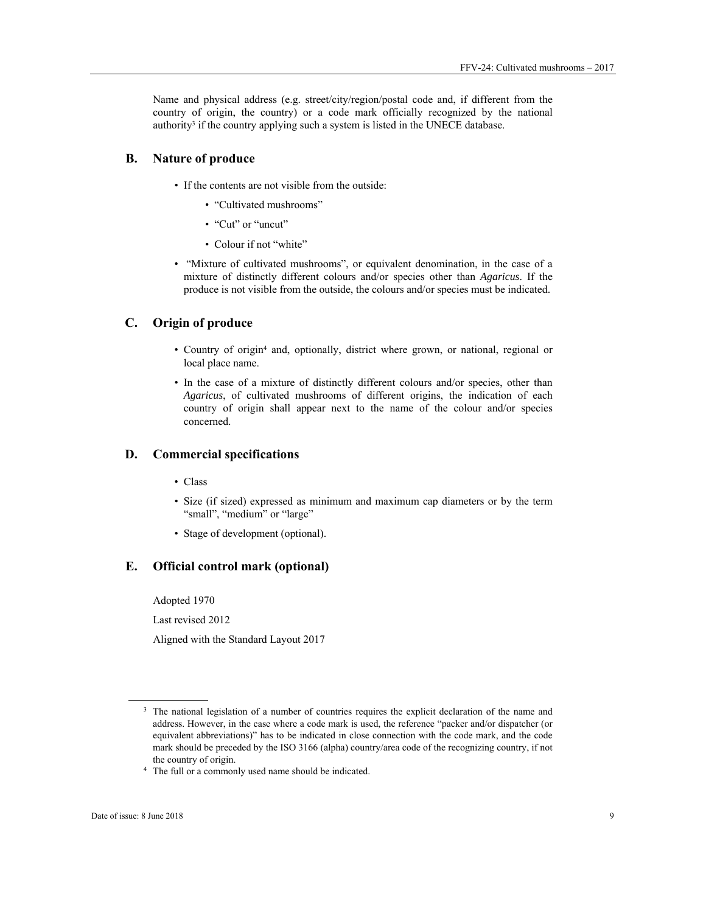Name and physical address (e.g. street/city/region/postal code and, if different from the country of origin, the country) or a code mark officially recognized by the national authority[3] if the country applying such a system is listed in the UNECE database.

## B. Nature of produce

- If the contents are not visible from the outside:
  - "Cultivated mushrooms"
  - "Cut" or "uncut"
  - Colour if not "white"
- "Mixture of cultivated mushrooms", or equivalent denomination, in the case of a mixture of distinctly different colours and/or species other than *Agaricus*. If the produce is not visible from the outside, the colours and/or species must be indicated.

## C. Origin of produce

- Country of origin[4] and, optionally, district where grown, or national, regional or local place name.
- In the case of a mixture of distinctly different colours and/or species, other than *Agaricus*, of cultivated mushrooms of different origins, the indication of each country of origin shall appear next to the name of the colour and/or species concerned.

## D. Commercial specifications

- Class
- Size (if sized) expressed as minimum and maximum cap diameters or by the term "small", "medium" or "large"
- Stage of development (optional).

## E. Official control mark (optional)

Adopted 1970

Last revised 2012

Aligned with the Standard Layout 2017

---

[3] The national legislation of a number of countries requires the explicit declaration of the name and address. However, in the case where a code mark is used, the reference "packer and/or dispatcher (or equivalent abbreviations)" has to be indicated in close connection with the code mark, and the code mark should be preceded by the ISO 3166 (alpha) country/area code of the recognizing country, if not the country of origin.

[4] The full or a commonly used name should be indicated.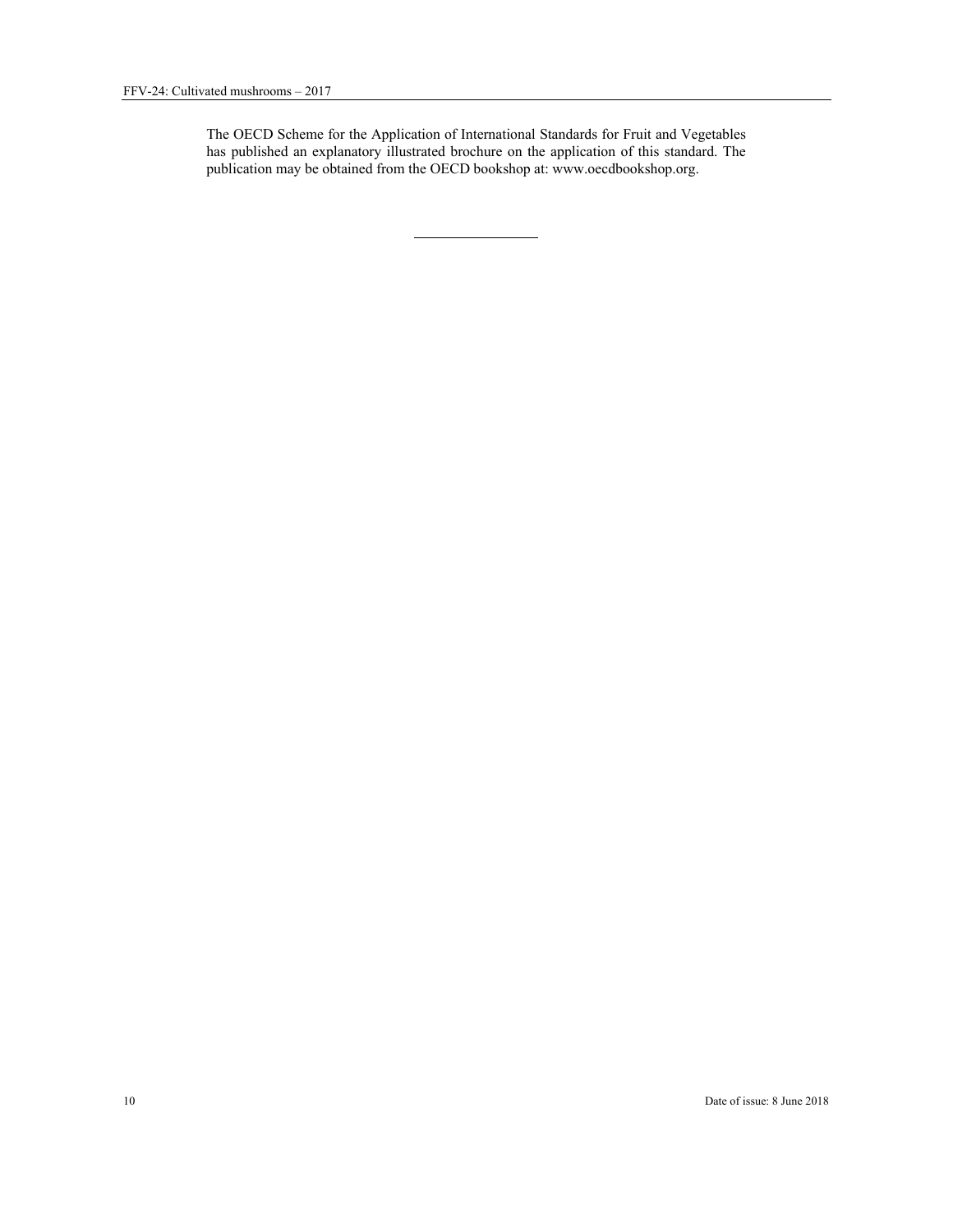The OECD Scheme for the Application of International Standards for Fruit and Vegetables has published an explanatory illustrated brochure on the application of this standard. The publication may be obtained from the OECD bookshop at: www.oecdbookshop.org.